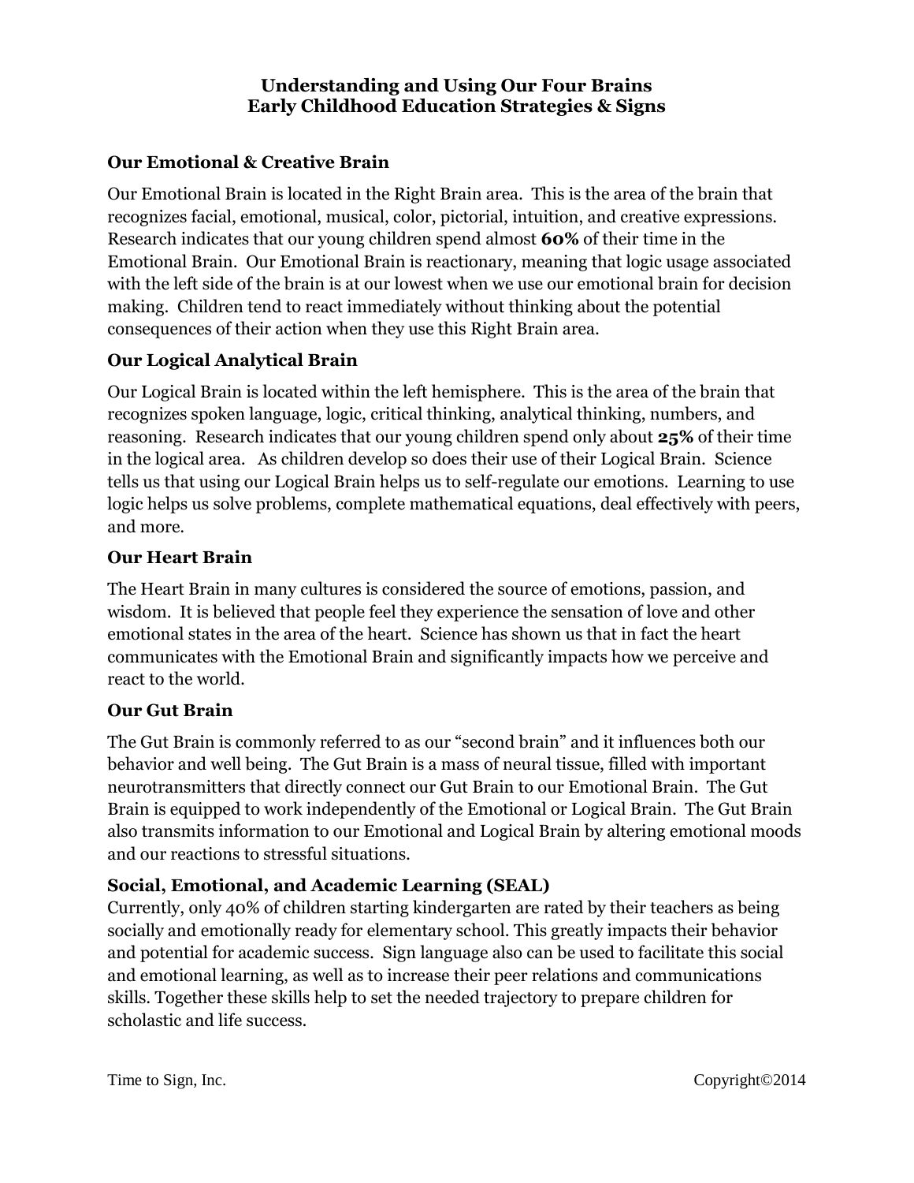# Understanding and Using Our Four Brains
# Early Childhood Education Strategies & Signs

## Our Emotional & Creative Brain

Our Emotional Brain is located in the Right Brain area. This is the area of the brain that recognizes facial, emotional, musical, color, pictorial, intuition, and creative expressions. Research indicates that our young children spend almost **60%** of their time in the Emotional Brain. Our Emotional Brain is reactionary, meaning that logic usage associated with the left side of the brain is at our lowest when we use our emotional brain for decision making. Children tend to react immediately without thinking about the potential consequences of their action when they use this Right Brain area.

## Our Logical Analytical Brain

Our Logical Brain is located within the left hemisphere. This is the area of the brain that recognizes spoken language, logic, critical thinking, analytical thinking, numbers, and reasoning. Research indicates that our young children spend only about **25%** of their time in the logical area. As children develop so does their use of their Logical Brain. Science tells us that using our Logical Brain helps us to self-regulate our emotions. Learning to use logic helps us solve problems, complete mathematical equations, deal effectively with peers, and more.

## Our Heart Brain

The Heart Brain in many cultures is considered the source of emotions, passion, and wisdom. It is believed that people feel they experience the sensation of love and other emotional states in the area of the heart. Science has shown us that in fact the heart communicates with the Emotional Brain and significantly impacts how we perceive and react to the world.

## Our Gut Brain

The Gut Brain is commonly referred to as our "second brain" and it influences both our behavior and well being. The Gut Brain is a mass of neural tissue, filled with important neurotransmitters that directly connect our Gut Brain to our Emotional Brain. The Gut Brain is equipped to work independently of the Emotional or Logical Brain. The Gut Brain also transmits information to our Emotional and Logical Brain by altering emotional moods and our reactions to stressful situations.

## Social, Emotional, and Academic Learning (SEAL)

Currently, only 40% of children starting kindergarten are rated by their teachers as being socially and emotionally ready for elementary school. This greatly impacts their behavior and potential for academic success. Sign language also can be used to facilitate this social and emotional learning, as well as to increase their peer relations and communications skills. Together these skills help to set the needed trajectory to prepare children for scholastic and life success.

Time to Sign, Inc. Copyright©2014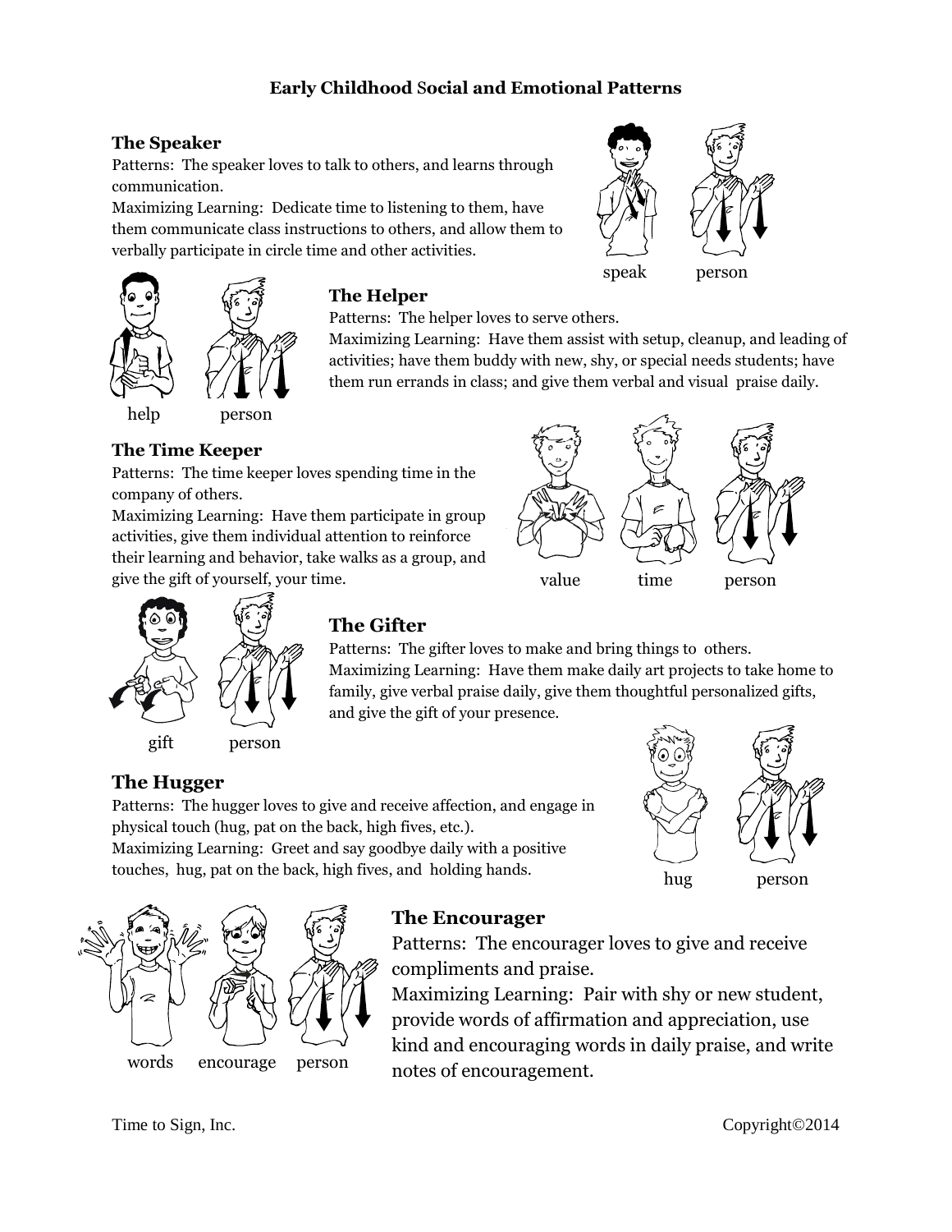# Early Childhood Social and Emotional Patterns

## The Speaker

Patterns: The speaker loves to talk to others, and learns through communication.
Maximizing Learning: Dedicate time to listening to them, have them communicate class instructions to others, and allow them to verbally participate in circle time and other activities.

speak person

## The Helper

Patterns: The helper loves to serve others.
Maximizing Learning: Have them assist with setup, cleanup, and leading of activities; have them buddy with new, shy, or special needs students; have them run errands in class; and give them verbal and visual praise daily.

help person

## The Time Keeper

Patterns: The time keeper loves spending time in the company of others.
Maximizing Learning: Have them participate in group activities, give them individual attention to reinforce their learning and behavior, take walks as a group, and give the gift of yourself, your time.

value time person

## The Gifter

Patterns: The gifter loves to make and bring things to others.
Maximizing Learning: Have them make daily art projects to take home to family, give verbal praise daily, give them thoughtful personalized gifts, and give the gift of your presence.

gift person

## The Hugger

Patterns: The hugger loves to give and receive affection, and engage in physical touch (hug, pat on the back, high fives, etc.).
Maximizing Learning: Greet and say goodbye daily with a positive touches, hug, pat on the back, high fives, and holding hands.

hug person

## The Encourager

Patterns: The encourager loves to give and receive compliments and praise.
Maximizing Learning: Pair with shy or new student, provide words of affirmation and appreciation, use kind and encouraging words in daily praise, and write notes of encouragement.

words encourage person

Time to Sign, Inc. Copyright©2014